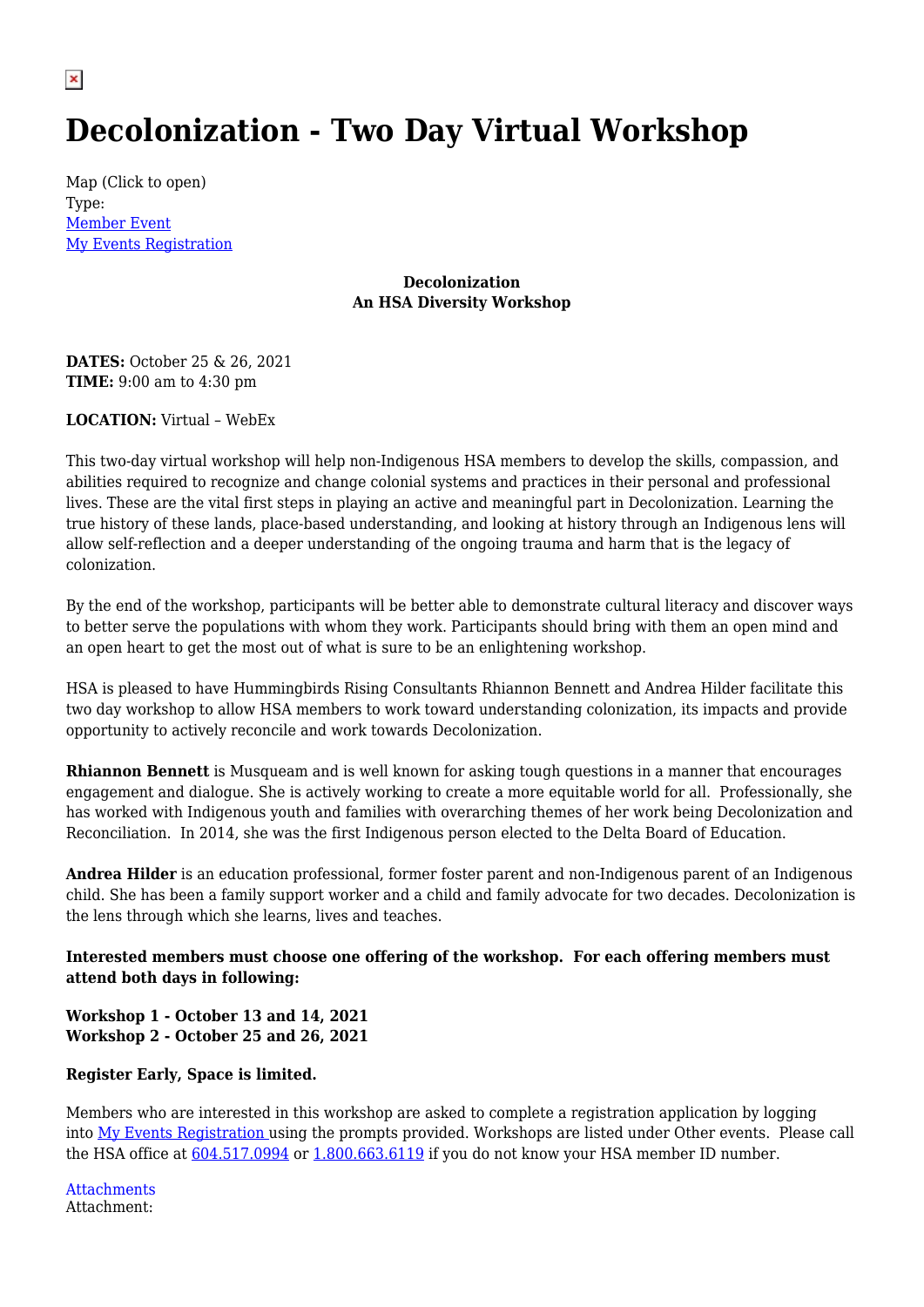# Decolonization - Two Day Virtual Workshop

Map (Click to open)
Type:
Member Event
My Events Registration

**Decolonization**
**An HSA Diversity Workshop**

**DATES:** October 25 & 26, 2021
**TIME:** 9:00 am to 4:30 pm

**LOCATION:** Virtual – WebEx

This two-day virtual workshop will help non-Indigenous HSA members to develop the skills, compassion, and abilities required to recognize and change colonial systems and practices in their personal and professional lives. These are the vital first steps in playing an active and meaningful part in Decolonization. Learning the true history of these lands, place-based understanding, and looking at history through an Indigenous lens will allow self-reflection and a deeper understanding of the ongoing trauma and harm that is the legacy of colonization.

By the end of the workshop, participants will be better able to demonstrate cultural literacy and discover ways to better serve the populations with whom they work. Participants should bring with them an open mind and an open heart to get the most out of what is sure to be an enlightening workshop.

HSA is pleased to have Hummingbirds Rising Consultants Rhiannon Bennett and Andrea Hilder facilitate this two day workshop to allow HSA members to work toward understanding colonization, its impacts and provide opportunity to actively reconcile and work towards Decolonization.

**Rhiannon Bennett** is Musqueam and is well known for asking tough questions in a manner that encourages engagement and dialogue. She is actively working to create a more equitable world for all. Professionally, she has worked with Indigenous youth and families with overarching themes of her work being Decolonization and Reconciliation. In 2014, she was the first Indigenous person elected to the Delta Board of Education.

**Andrea Hilder** is an education professional, former foster parent and non-Indigenous parent of an Indigenous child. She has been a family support worker and a child and family advocate for two decades. Decolonization is the lens through which she learns, lives and teaches.

**Interested members must choose one offering of the workshop. For each offering members must attend both days in following:**

**Workshop 1 - October 13 and 14, 2021**
**Workshop 2 - October 25 and 26, 2021**

**Register Early, Space is limited.**

Members who are interested in this workshop are asked to complete a registration application by logging into My Events Registration using the prompts provided. Workshops are listed under Other events. Please call the HSA office at 604.517.0994 or 1.800.663.6119 if you do not know your HSA member ID number.

Attachments
Attachment: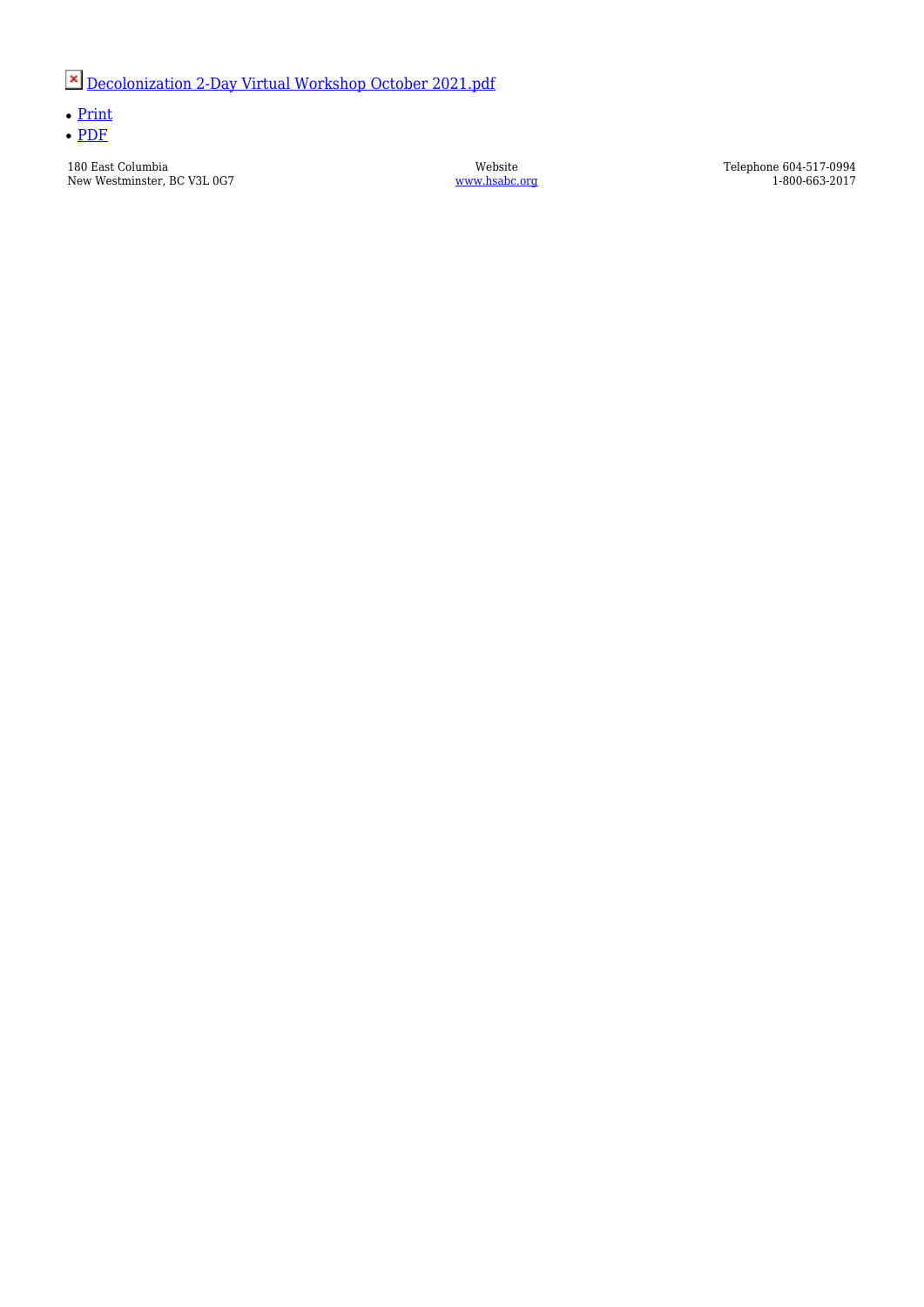[Decolonization 2-Day Virtual Workshop October 2021.pdf]

- Print
- PDF

180 East Columbia
New Westminster, BC V3L 0G7

Website
www.hsabc.org

Telephone 604-517-0994
1-800-663-2017